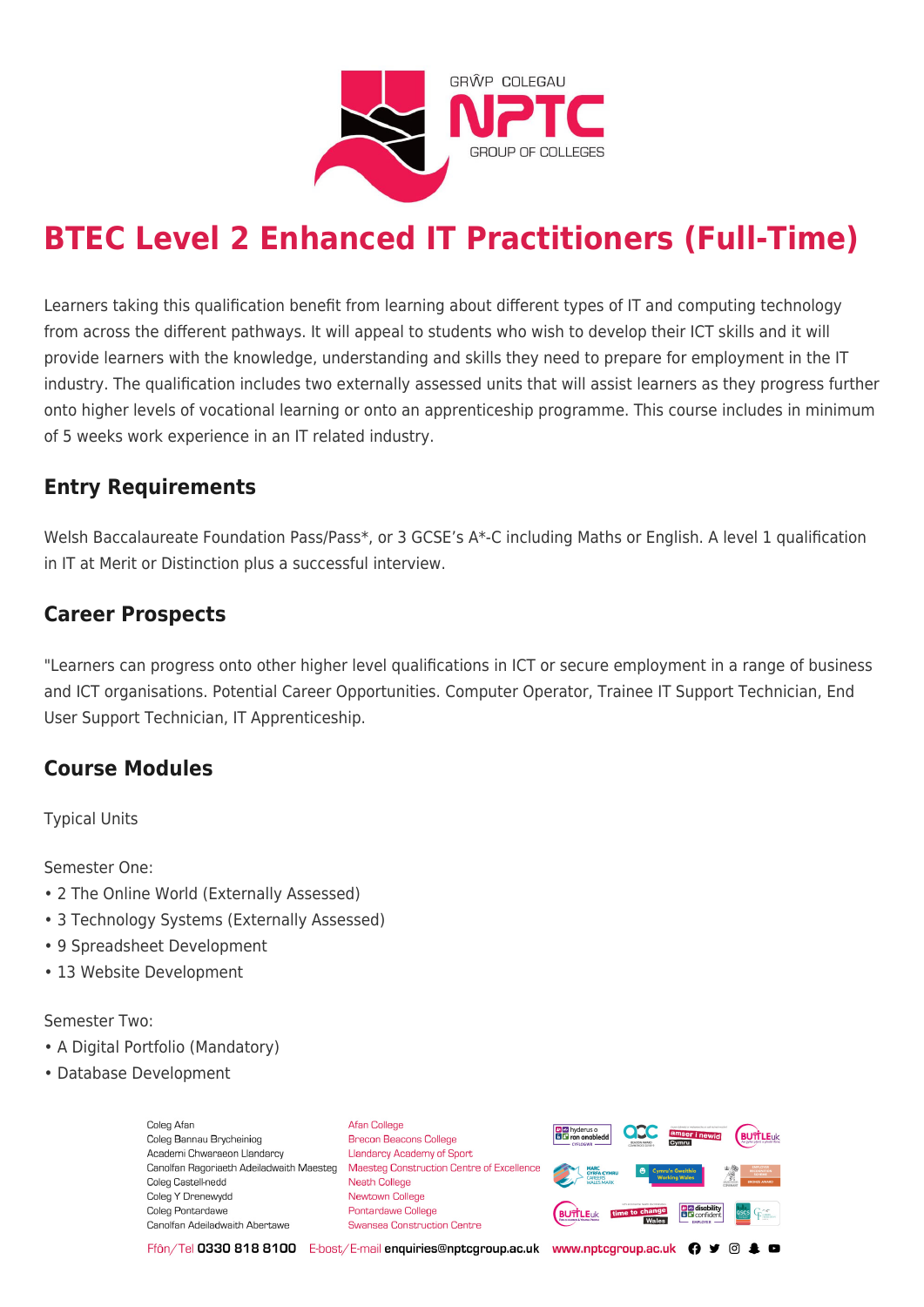# BTEC Level 2 Enhanced IT Practitioners (Full-Time)

Learners taking this qualification benefit from learning about different types of IT and computing technology from across the different pathways. It will appeal to students who wish to develop their ICT skills and it will provide learners with the knowledge, understanding and skills they need to prepare for employment in the IT industry. The qualification includes two externally assessed units that will assist learners as they progress further onto higher levels of vocational learning or onto an apprenticeship programme. This course includes in minimum of 5 weeks work experience in an IT related industry.

## Entry Requirements

Welsh Baccalaureate Foundation Pass/Pass*, or 3 GCSE's A*-C including Maths or English. A level 1 qualification in IT at Merit or Distinction plus a successful interview.

## Career Prospects

"Learners can progress onto other higher level qualifications in ICT or secure employment in a range of business and ICT organisations. Potential Career Opportunities. Computer Operator, Trainee IT Support Technician, End User Support Technician, IT Apprenticeship.

## Course Modules

Typical Units

Semester One:

- 2 The Online World (Externally Assessed)
- 3 Technology Systems (Externally Assessed)
- 9 Spreadsheet Development
- 13 Website Development

Semester Two:

- A Digital Portfolio (Mandatory)
- Database Development

Coleg Afan
Coleg Bannau Brycheiniog
Academi Chwaraeon Llandarcy
Canolfan Ragoriaeth Adeiladwaith Maesteg
Coleg Castell-nedd
Coleg Y Drenewydd
Coleg Pontardawe
Canolfan Adeiladwaith Abertawe

Afan College
Brecon Beacons College
Llandarcy Academy of Sport
Maesteg Construction Centre of Excellence
Neath College
Newtown College
Pontardawe College
Swansea Construction Centre

Ffôn/Tel 0330 818 8100 E-bost/E-mail enquiries@nptcgroup.ac.uk www.nptcgroup.ac.uk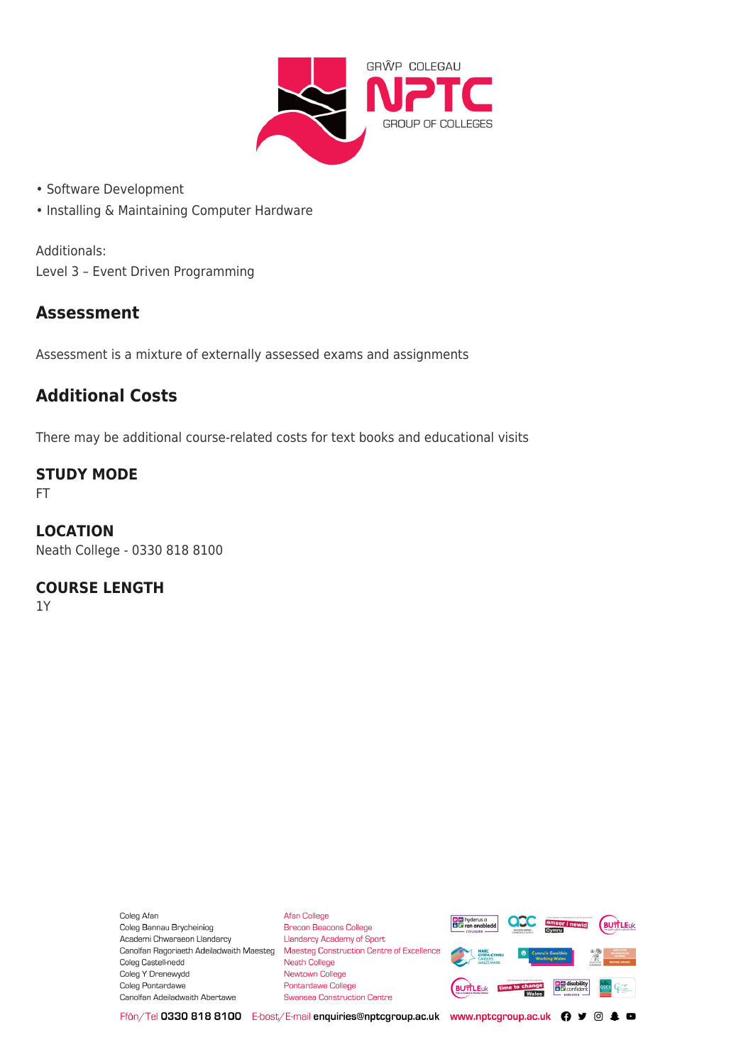- Software Development
- Installing & Maintaining Computer Hardware

Additionals:
Level 3 – Event Driven Programming

## Assessment

Assessment is a mixture of externally assessed exams and assignments

## Additional Costs

There may be additional course-related costs for text books and educational visits

### STUDY MODE

FT

### LOCATION

Neath College - 0330 818 8100

### COURSE LENGTH

1Y